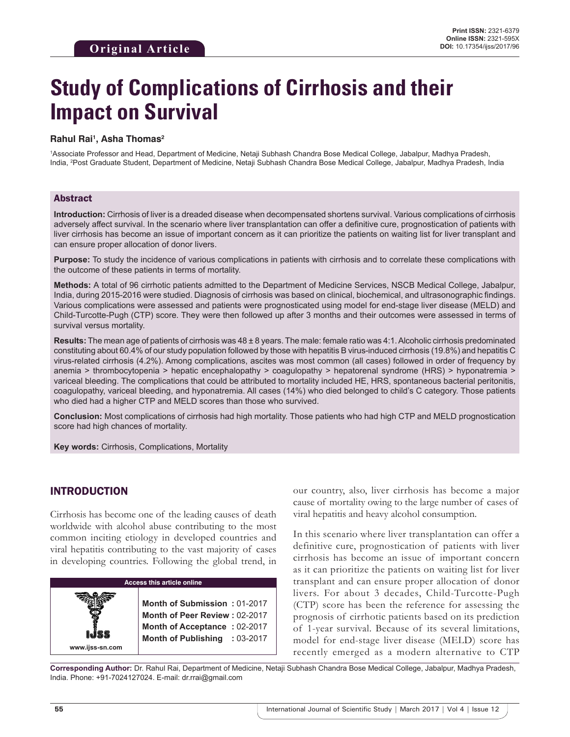**Original Article**

**Print ISSN:** 2321-6379
**Online ISSN:** 2321-595X
**DOI:** 10.17354/ijss/2017/96

# Study of Complications of Cirrhosis and their Impact on Survival

**Rahul Rai[1], Asha Thomas[2]**

[1]Associate Professor and Head, Department of Medicine, Netaji Subhash Chandra Bose Medical College, Jabalpur, Madhya Pradesh, India, [2]Post Graduate Student, Department of Medicine, Netaji Subhash Chandra Bose Medical College, Jabalpur, Madhya Pradesh, India

## Abstract

**Introduction:** Cirrhosis of liver is a dreaded disease when decompensated shortens survival. Various complications of cirrhosis adversely affect survival. In the scenario where liver transplantation can offer a definitive cure, prognostication of patients with liver cirrhosis has become an issue of important concern as it can prioritize the patients on waiting list for liver transplant and can ensure proper allocation of donor livers.

**Purpose:** To study the incidence of various complications in patients with cirrhosis and to correlate these complications with the outcome of these patients in terms of mortality.

**Methods:** A total of 96 cirrhotic patients admitted to the Department of Medicine Services, NSCB Medical College, Jabalpur, India, during 2015-2016 were studied. Diagnosis of cirrhosis was based on clinical, biochemical, and ultrasonographic findings. Various complications were assessed and patients were prognosticated using model for end-stage liver disease (MELD) and Child-Turcotte-Pugh (CTP) score. They were then followed up after 3 months and their outcomes were assessed in terms of survival versus mortality.

**Results:** The mean age of patients of cirrhosis was 48 ± 8 years. The male: female ratio was 4:1. Alcoholic cirrhosis predominated constituting about 60.4% of our study population followed by those with hepatitis B virus-induced cirrhosis (19.8%) and hepatitis C virus-related cirrhosis (4.2%). Among complications, ascites was most common (all cases) followed in order of frequency by anemia > thrombocytopenia > hepatic encephalopathy > coagulopathy > hepatorenal syndrome (HRS) > hyponatremia > variceal bleeding. The complications that could be attributed to mortality included HE, HRS, spontaneous bacterial peritonitis, coagulopathy, variceal bleeding, and hyponatremia. All cases (14%) who died belonged to child's C category. Those patients who died had a higher CTP and MELD scores than those who survived.

**Conclusion:** Most complications of cirrhosis had high mortality. Those patients who had high CTP and MELD prognostication score had high chances of mortality.

**Key words:** Cirrhosis, Complications, Mortality

## INTRODUCTION

Cirrhosis has become one of the leading causes of death worldwide with alcohol abuse contributing to the most common inciting etiology in developed countries and viral hepatitis contributing to the vast majority of cases in developing countries. Following the global trend, in our country, also, liver cirrhosis has become a major cause of mortality owing to the large number of cases of viral hepatitis and heavy alcohol consumption.

| Access this article online | |
|---|---|
| www.ijss-sn.com | **Month of Submission :** 01-2017<br>**Month of Peer Review :** 02-2017<br>**Month of Acceptance :** 02-2017<br>**Month of Publishing :** 03-2017 |

In this scenario where liver transplantation can offer a definitive cure, prognostication of patients with liver cirrhosis has become an issue of important concern as it can prioritize the patients on waiting list for liver transplant and can ensure proper allocation of donor livers. For about 3 decades, Child-Turcotte-Pugh (CTP) score has been the reference for assessing the prognosis of cirrhotic patients based on its prediction of 1-year survival. Because of its several limitations, model for end-stage liver disease (MELD) score has recently emerged as a modern alternative to CTP

**Corresponding Author:** Dr. Rahul Rai, Department of Medicine, Netaji Subhash Chandra Bose Medical College, Jabalpur, Madhya Pradesh, India. Phone: +91-7024127024. E-mail: dr.rrai@gmail.com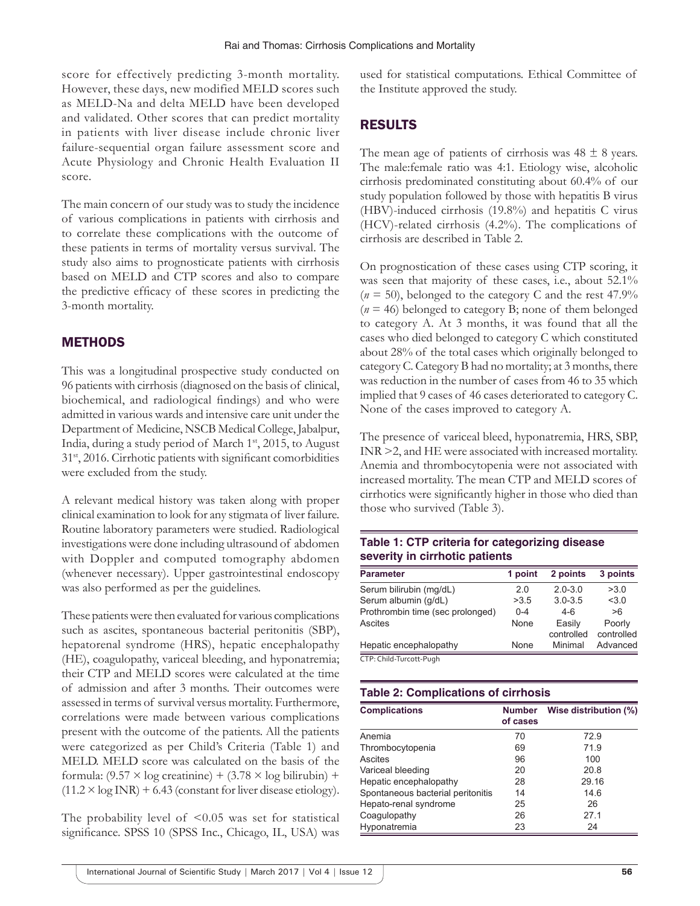score for effectively predicting 3-month mortality. However, these days, new modified MELD scores such as MELD-Na and delta MELD have been developed and validated. Other scores that can predict mortality in patients with liver disease include chronic liver failure-sequential organ failure assessment score and Acute Physiology and Chronic Health Evaluation II score.

The main concern of our study was to study the incidence of various complications in patients with cirrhosis and to correlate these complications with the outcome of these patients in terms of mortality versus survival. The study also aims to prognosticate patients with cirrhosis based on MELD and CTP scores and also to compare the predictive efficacy of these scores in predicting the 3-month mortality.

## METHODS

This was a longitudinal prospective study conducted on 96 patients with cirrhosis (diagnosed on the basis of clinical, biochemical, and radiological findings) and who were admitted in various wards and intensive care unit under the Department of Medicine, NSCB Medical College, Jabalpur, India, during a study period of March 1st, 2015, to August 31st, 2016. Cirrhotic patients with significant comorbidities were excluded from the study.

A relevant medical history was taken along with proper clinical examination to look for any stigmata of liver failure. Routine laboratory parameters were studied. Radiological investigations were done including ultrasound of abdomen with Doppler and computed tomography abdomen (whenever necessary). Upper gastrointestinal endoscopy was also performed as per the guidelines.

These patients were then evaluated for various complications such as ascites, spontaneous bacterial peritonitis (SBP), hepatorenal syndrome (HRS), hepatic encephalopathy (HE), coagulopathy, variceal bleeding, and hyponatremia; their CTP and MELD scores were calculated at the time of admission and after 3 months. Their outcomes were assessed in terms of survival versus mortality. Furthermore, correlations were made between various complications present with the outcome of the patients. All the patients were categorized as per Child's Criteria (Table 1) and MELD. MELD score was calculated on the basis of the formula: $(9.57 \times \log \text{creatinine}) + (3.78 \times \log \text{bilirubin}) + (11.2 \times \log \text{INR}) + 6.43$ (constant for liver disease etiology).

The probability level of $<0.05$ was set for statistical significance. SPSS 10 (SPSS Inc., Chicago, IL, USA) was used for statistical computations. Ethical Committee of the Institute approved the study.

## RESULTS

The mean age of patients of cirrhosis was $48 \pm 8$ years. The male:female ratio was 4:1. Etiology wise, alcoholic cirrhosis predominated constituting about 60.4% of our study population followed by those with hepatitis B virus (HBV)-induced cirrhosis (19.8%) and hepatitis C virus (HCV)-related cirrhosis (4.2%). The complications of cirrhosis are described in Table 2.

On prognostication of these cases using CTP scoring, it was seen that majority of these cases, i.e., about 52.1% ($n$ = 50), belonged to the category C and the rest 47.9% ($n$ = 46) belonged to category B; none of them belonged to category A. At 3 months, it was found that all the cases who died belonged to category C which constituted about 28% of the total cases which originally belonged to category C. Category B had no mortality; at 3 months, there was reduction in the number of cases from 46 to 35 which implied that 9 cases of 46 cases deteriorated to category C. None of the cases improved to category A.

The presence of variceal bleed, hyponatremia, HRS, SBP, INR >2, and HE were associated with increased mortality. Anemia and thrombocytopenia were not associated with increased mortality. The mean CTP and MELD scores of cirrhotics were significantly higher in those who died than those who survived (Table 3).

**Table 1: CTP criteria for categorizing disease severity in cirrhotic patients**

| Parameter | 1 point | 2 points | 3 points |
|---|---|---|---|
| Serum bilirubin (mg/dL) | 2.0 | 2.0-3.0 | >3.0 |
| Serum albumin (g/dL) | >3.5 | 3.0-3.5 | <3.0 |
| Prothrombin time (sec prolonged) | 0-4 | 4-6 | >6 |
| Ascites | None | Easily controlled | Poorly controlled |
| Hepatic encephalopathy | None | Minimal | Advanced |

CTP: Child-Turcott-Pugh

**Table 2: Complications of cirrhosis**

| Complications | Number of cases | Wise distribution (%) |
|---|---|---|
| Anemia | 70 | 72.9 |
| Thrombocytopenia | 69 | 71.9 |
| Ascites | 96 | 100 |
| Variceal bleeding | 20 | 20.8 |
| Hepatic encephalopathy | 28 | 29.16 |
| Spontaneous bacterial peritonitis | 14 | 14.6 |
| Hepato-renal syndrome | 25 | 26 |
| Coagulopathy | 26 | 27.1 |
| Hyponatremia | 23 | 24 |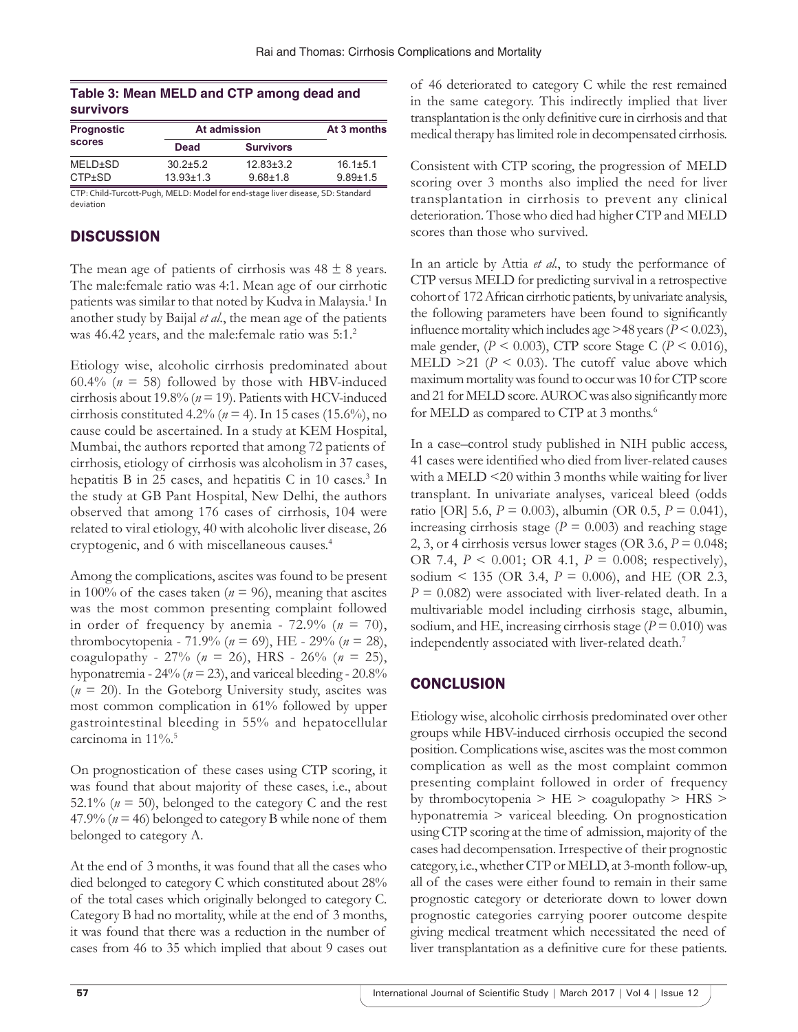**Table 3: Mean MELD and CTP among dead and survivors**

| Prognostic scores | At admission | | At 3 months |
|---|---|---|---|
| | Dead | Survivors | |
| MELD±SD | 30.2±5.2 | 12.83±3.2 | 16.1±5.1 |
| CTP±SD | 13.93±1.3 | 9.68±1.8 | 9.89±1.5 |

CTP: Child-Turcott-Pugh, MELD: Model for end-stage liver disease, SD: Standard deviation

## DISCUSSION

The mean age of patients of cirrhosis was 48 ± 8 years. The male:female ratio was 4:1. Mean age of our cirrhotic patients was similar to that noted by Kudva in Malaysia.[1] In another study by Baijal *et al*., the mean age of the patients was 46.42 years, and the male:female ratio was 5:1.[2]

Etiology wise, alcoholic cirrhosis predominated about 60.4% (*n* = 58) followed by those with HBV-induced cirrhosis about 19.8% (*n* = 19). Patients with HCV-induced cirrhosis constituted 4.2% (*n* = 4). In 15 cases (15.6%), no cause could be ascertained. In a study at KEM Hospital, Mumbai, the authors reported that among 72 patients of cirrhosis, etiology of cirrhosis was alcoholism in 37 cases, hepatitis B in 25 cases, and hepatitis C in 10 cases.[3] In the study at GB Pant Hospital, New Delhi, the authors observed that among 176 cases of cirrhosis, 104 were related to viral etiology, 40 with alcoholic liver disease, 26 cryptogenic, and 6 with miscellaneous causes.[4]

Among the complications, ascites was found to be present in 100% of the cases taken (*n* = 96), meaning that ascites was the most common presenting complaint followed in order of frequency by anemia - 72.9% (*n* = 70), thrombocytopenia - 71.9% (*n* = 69), HE - 29% (*n* = 28), coagulopathy - 27% (*n* = 26), HRS - 26% (*n* = 25), hyponatremia - 24% (*n* = 23), and variceal bleeding - 20.8% (*n* = 20). In the Goteborg University study, ascites was most common complication in 61% followed by upper gastrointestinal bleeding in 55% and hepatocellular carcinoma in 11%.[5]

On prognostication of these cases using CTP scoring, it was found that about majority of these cases, i.e., about 52.1% (*n* = 50), belonged to the category C and the rest 47.9% (*n* = 46) belonged to category B while none of them belonged to category A.

At the end of 3 months, it was found that all the cases who died belonged to category C which constituted about 28% of the total cases which originally belonged to category C. Category B had no mortality, while at the end of 3 months, it was found that there was a reduction in the number of cases from 46 to 35 which implied that about 9 cases out of 46 deteriorated to category C while the rest remained in the same category. This indirectly implied that liver transplantation is the only definitive cure in cirrhosis and that medical therapy has limited role in decompensated cirrhosis.

Consistent with CTP scoring, the progression of MELD scoring over 3 months also implied the need for liver transplantation in cirrhosis to prevent any clinical deterioration. Those who died had higher CTP and MELD scores than those who survived.

In an article by Attia *et al*., to study the performance of CTP versus MELD for predicting survival in a retrospective cohort of 172 African cirrhotic patients, by univariate analysis, the following parameters have been found to significantly influence mortality which includes age >48 years ($P < 0.023$), male gender, ($P < 0.003$), CTP score Stage C ($P < 0.016$), MELD >21 ($P < 0.03$). The cutoff value above which maximum mortality was found to occur was 10 for CTP score and 21 for MELD score. AUROC was also significantly more for MELD as compared to CTP at 3 months.[6]

In a case–control study published in NIH public access, 41 cases were identified who died from liver-related causes with a MELD <20 within 3 months while waiting for liver transplant. In univariate analyses, variceal bleed (odds ratio [OR] 5.6, $P = 0.003$), albumin (OR 0.5, $P = 0.041$), increasing cirrhosis stage ($P = 0.003$) and reaching stage 2, 3, or 4 cirrhosis versus lower stages (OR 3.6, $P = 0.048$; OR 7.4, $P < 0.001$; OR 4.1, $P = 0.008$; respectively), sodium < 135 (OR 3.4, $P = 0.006$), and HE (OR 2.3, $P = 0.082$) were associated with liver-related death. In a multivariable model including cirrhosis stage, albumin, sodium, and HE, increasing cirrhosis stage ($P = 0.010$) was independently associated with liver-related death.[7]

## CONCLUSION

Etiology wise, alcoholic cirrhosis predominated over other groups while HBV-induced cirrhosis occupied the second position. Complications wise, ascites was the most common complication as well as the most complaint common presenting complaint followed in order of frequency by thrombocytopenia > HE > coagulopathy > HRS > hyponatremia > variceal bleeding. On prognostication using CTP scoring at the time of admission, majority of the cases had decompensation. Irrespective of their prognostic category, i.e., whether CTP or MELD, at 3-month follow-up, all of the cases were either found to remain in their same prognostic category or deteriorate down to lower down prognostic categories carrying poorer outcome despite giving medical treatment which necessitated the need of liver transplantation as a definitive cure for these patients.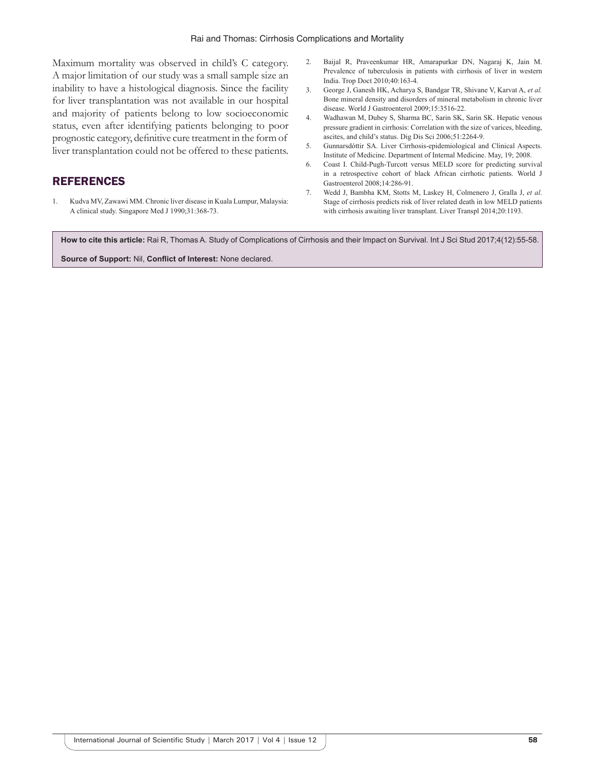Maximum mortality was observed in child's C category. A major limitation of our study was a small sample size an inability to have a histological diagnosis. Since the facility for liver transplantation was not available in our hospital and majority of patients belong to low socioeconomic status, even after identifying patients belonging to poor prognostic category, definitive cure treatment in the form of liver transplantation could not be offered to these patients.

## REFERENCES

1. Kudva MV, Zawawi MM. Chronic liver disease in Kuala Lumpur, Malaysia: A clinical study. Singapore Med J 1990;31:368-73.
2. Baijal R, Praveenkumar HR, Amarapurkar DN, Nagaraj K, Jain M. Prevalence of tuberculosis in patients with cirrhosis of liver in western India. Trop Doct 2010;40:163-4.
3. George J, Ganesh HK, Acharya S, Bandgar TR, Shivane V, Karvat A, *et al.* Bone mineral density and disorders of mineral metabolism in chronic liver disease. World J Gastroenterol 2009;15:3516-22.
4. Wadhawan M, Dubey S, Sharma BC, Sarin SK, Sarin SK. Hepatic venous pressure gradient in cirrhosis: Correlation with the size of varices, bleeding, ascites, and child's status. Dig Dis Sci 2006;51:2264-9.
5. Gunnarsdóttir SA. Liver Cirrhosis-epidemiological and Clinical Aspects. Institute of Medicine. Department of Internal Medicine. May, 19; 2008.
6. Coast I. Child-Pugh-Turcott versus MELD score for predicting survival in a retrospective cohort of black African cirrhotic patients. World J Gastroenterol 2008;14:286-91.
7. Wedd J, Bambha KM, Stotts M, Laskey H, Colmenero J, Gralla J, *et al*. Stage of cirrhosis predicts risk of liver related death in low MELD patients with cirrhosis awaiting liver transplant. Liver Transpl 2014;20:1193.

**How to cite this article:** Rai R, Thomas A. Study of Complications of Cirrhosis and their Impact on Survival. Int J Sci Stud 2017;4(12):55-58.

**Source of Support:** Nil, **Conflict of Interest:** None declared.